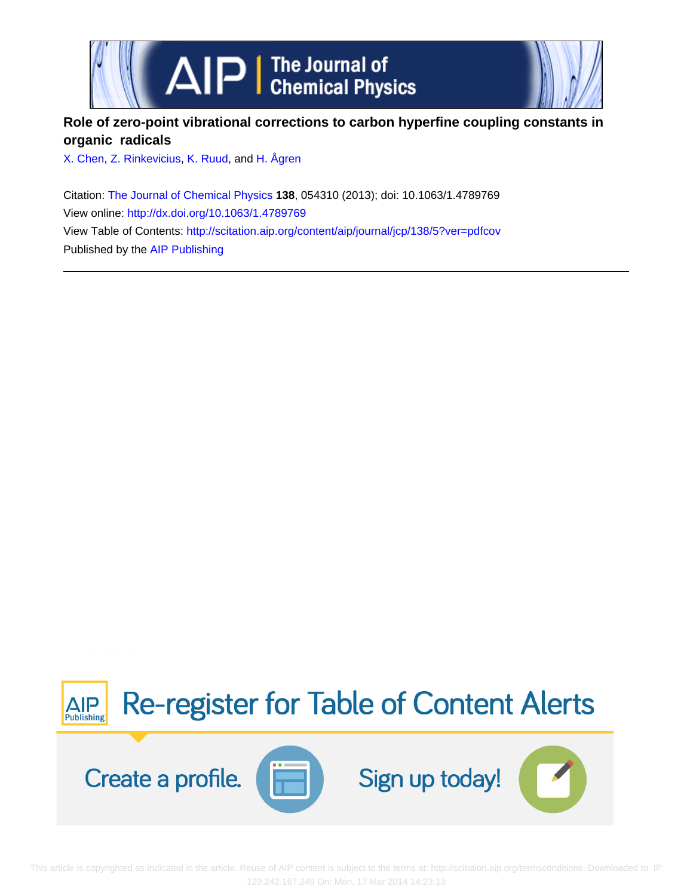# Role of zero-point vibrational corrections to carbon hyperfine coupling constants in organic radicals

X. Chen, Z. Rinkevicius, K. Ruud, and H. Ågren

Citation: The Journal of Chemical Physics **138**, 054310 (2013); doi: 10.1063/1.4789769

View online: http://dx.doi.org/10.1063/1.4789769

View Table of Contents: http://scitation.aip.org/content/aip/journal/jcp/138/5?ver=pdfcov

Published by the AIP Publishing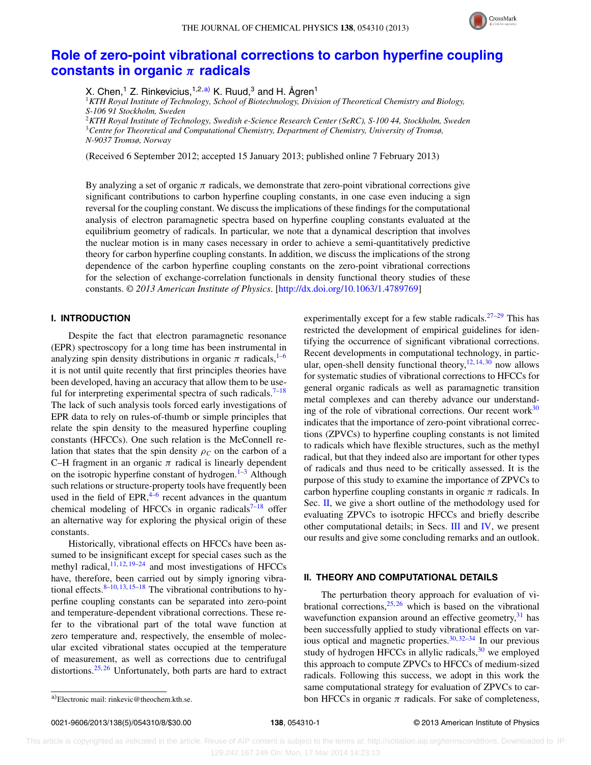# Role of zero-point vibrational corrections to carbon hyperfine coupling constants in organic $\pi$ radicals

X. Chen,[1] Z. Rinkevicius,[1,2,a)] K. Ruud,[3] and H. Ågren[1]

[1]*KTH Royal Institute of Technology, School of Biotechnology, Division of Theoretical Chemistry and Biology, S-106 91 Stockholm, Sweden*

[2]*KTH Royal Institute of Technology, Swedish e-Science Research Center (SeRC), S-100 44, Stockholm, Sweden*

[3]*Centre for Theoretical and Computational Chemistry, Department of Chemistry, University of Tromsø, N-9037 Tromsø, Norway*

(Received 6 September 2012; accepted 15 January 2013; published online 7 February 2013)

By analyzing a set of organic $\pi$ radicals, we demonstrate that zero-point vibrational corrections give significant contributions to carbon hyperfine coupling constants, in one case even inducing a sign reversal for the coupling constant. We discuss the implications of these findings for the computational analysis of electron paramagnetic spectra based on hyperfine coupling constants evaluated at the equilibrium geometry of radicals. In particular, we note that a dynamical description that involves the nuclear motion is in many cases necessary in order to achieve a semi-quantitatively predictive theory for carbon hyperfine coupling constants. In addition, we discuss the implications of the strong dependence of the carbon hyperfine coupling constants on the zero-point vibrational corrections for the selection of exchange-correlation functionals in density functional theory studies of these constants. *© 2013 American Institute of Physics*. [http://dx.doi.org/10.1063/1.4789769]

## I. INTRODUCTION

Despite the fact that electron paramagnetic resonance (EPR) spectroscopy for a long time has been instrumental in analyzing spin density distributions in organic $\pi$ radicals,[1–6] it is not until quite recently that first principles theories have been developed, having an accuracy that allow them to be useful for interpreting experimental spectra of such radicals.[7–18] The lack of such analysis tools forced early investigations of EPR data to rely on rules-of-thumb or simple principles that relate the spin density to the measured hyperfine coupling constants (HFCCs). One such relation is the McConnell relation that states that the spin density $\rho_C$ on the carbon of a C–H fragment in an organic $\pi$ radical is linearly dependent on the isotropic hyperfine constant of hydrogen.[1–3] Although such relations or structure-property tools have frequently been used in the field of EPR,[4–6] recent advances in the quantum chemical modeling of HFCCs in organic radicals[7–18] offer an alternative way for exploring the physical origin of these constants.

Historically, vibrational effects on HFCCs have been assumed to be insignificant except for special cases such as the methyl radical,[11,12,19–24] and most investigations of HFCCs have, therefore, been carried out by simply ignoring vibrational effects.[8–10,13,15–18] The vibrational contributions to hyperfine coupling constants can be separated into zero-point and temperature-dependent vibrational corrections. These refer to the vibrational part of the total wave function at zero temperature and, respectively, the ensemble of molecular excited vibrational states occupied at the temperature of measurement, as well as corrections due to centrifugal distortions.[25,26] Unfortunately, both parts are hard to extract experimentally except for a few stable radicals.[27–29] This has restricted the development of empirical guidelines for identifying the occurrence of significant vibrational corrections. Recent developments in computational technology, in particular, open-shell density functional theory,[12,14,30] now allows for systematic studies of vibrational corrections to HFCCs for general organic radicals as well as paramagnetic transition metal complexes and can thereby advance our understanding of the role of vibrational corrections. Our recent work[30] indicates that the importance of zero-point vibrational corrections (ZPVCs) to hyperfine coupling constants is not limited to radicals which have flexible structures, such as the methyl radical, but that they indeed also are important for other types of radicals and thus need to be critically assessed. It is the purpose of this study to examine the importance of ZPVCs to carbon hyperfine coupling constants in organic $\pi$ radicals. In Sec. II, we give a short outline of the methodology used for evaluating ZPVCs to isotropic HFCCs and briefly describe other computational details; in Secs. III and IV, we present our results and give some concluding remarks and an outlook.

## II. THEORY AND COMPUTATIONAL DETAILS

The perturbation theory approach for evaluation of vibrational corrections,[25,26] which is based on the vibrational wavefunction expansion around an effective geometry,[31] has been successfully applied to study vibrational effects on various optical and magnetic properties.[30,32–34] In our previous study of hydrogen HFCCs in allylic radicals,[30] we employed this approach to compute ZPVCs to HFCCs of medium-sized radicals. Following this success, we adopt in this work the same computational strategy for evaluation of ZPVCs to carbon HFCCs in organic $\pi$ radicals. For sake of completeness,

a)Electronic mail: rinkevic@theochem.kth.se.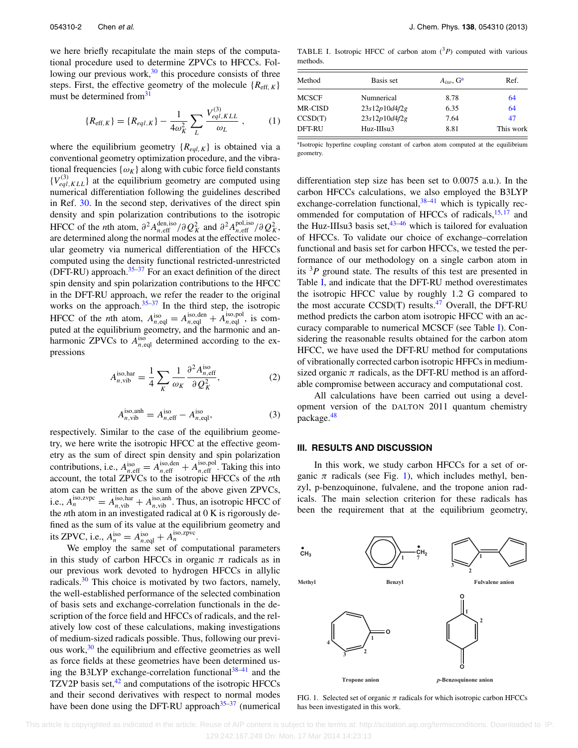we here briefly recapitulate the main steps of the computational procedure used to determine ZPVCs to HFCCs. Following our previous work,[30] this procedure consists of three steps. First, the effective geometry of the molecule $\{R_{\mathrm{eff},K}\}$ must be determined from[31]

$$\{R_{\mathrm{eff},K}\} = \{R_{eql,K}\} - \frac{1}{4\omega_K^2}\sum_L \frac{V^{(3)}_{eql,KLL}}{\omega_L}, \tag{1}$$

where the equilibrium geometry $\{R_{eql,K}\}$ is obtained via a conventional geometry optimization procedure, and the vibrational frequencies $\{\omega_K\}$ along with cubic force field constants $\{V^{(3)}_{eql,KLL}\}$ at the equilibrium geometry are computed using numerical differentiation following the guidelines described in Ref. 30. In the second step, derivatives of the direct spin density and spin polarization contributions to the isotropic HFCC of the $n$th atom, $\partial^2 A^{\mathrm{den,iso}}_{n,\mathrm{eff}}/\partial Q_K^2$ and $\partial^2 A^{\mathrm{pol,iso}}_{n,\mathrm{eff}}/\partial Q_K^2$, are determined along the normal modes at the effective molecular geometry via numerical differentiation of the HFCCs computed using the density functional restricted-unrestricted (DFT-RU) approach.[35–37] For an exact definition of the direct spin density and spin polarization contributions to the HFCC in the DFT-RU approach, we refer the reader to the original works on the approach.[35–37] In the third step, the isotropic HFCC of the $n$th atom, $A^{\mathrm{iso}}_{n,\mathrm{eql}} = A^{\mathrm{iso,den}}_{n,\mathrm{eql}} + A^{\mathrm{iso,pol}}_{n,\mathrm{eql}}$, is computed at the equilibrium geometry, and the harmonic and anharmonic ZPVCs to $A^{\mathrm{iso}}_{n,\mathrm{eql}}$ determined according to the expressions

$$A^{\mathrm{iso,har}}_{n,\mathrm{vib}} = \frac{1}{4}\sum_K \frac{1}{\omega_K}\frac{\partial^2 A^{\mathrm{iso}}_{n,\mathrm{eff}}}{\partial Q_K^2}, \tag{2}$$

$$A^{\mathrm{iso,anh}}_{n,\mathrm{vib}} = A^{\mathrm{iso}}_{n,\mathrm{eff}} - A^{\mathrm{iso}}_{n,\mathrm{eql}}, \tag{3}$$

respectively. Similar to the case of the equilibrium geometry, we here write the isotropic HFCC at the effective geometry as the sum of direct spin density and spin polarization contributions, i.e., $A^{\mathrm{iso}}_{n,\mathrm{eff}} = A^{\mathrm{iso,den}}_{n,\mathrm{eff}} + A^{\mathrm{iso,pol}}_{n,\mathrm{eff}}$. Taking this into account, the total ZPVCs to the isotropic HFCCs of the $n$th atom can be written as the sum of the above given ZPVCs, i.e., $A^{\mathrm{iso,zvpc}}_{n} = A^{\mathrm{iso,har}}_{n,\mathrm{vib}} + A^{\mathrm{iso,anh}}_{n,\mathrm{vib}}$. Thus, an isotropic HFCC of the $n$th atom in an investigated radical at 0 K is rigorously defined as the sum of its value at the equilibrium geometry and its ZPVC, i.e., $A^{\mathrm{iso}}_{n} = A^{\mathrm{iso}}_{n,\mathrm{eql}} + A^{\mathrm{iso,zpvc}}_{n}$.

We employ the same set of computational parameters in this study of carbon HFCCs in organic $\pi$ radicals as in our previous work devoted to hydrogen HFCCs in allylic radicals.[30] This choice is motivated by two factors, namely, the well-established performance of the selected combination of basis sets and exchange-correlation functionals in the description of the force field and HFCCs of radicals, and the relatively low cost of these calculations, making investigations of medium-sized radicals possible. Thus, following our previous work,[30] the equilibrium and effective geometries as well as force fields at these geometries have been determined using the B3LYP exchange-correlation functional[38–41] and the TZV2P basis set,[42] and computations of the isotropic HFCCs and their second derivatives with respect to normal modes have been done using the DFT-RU approach[35–37] (numerical differentiation step size has been set to 0.0075 a.u.). In the carbon HFCCs calculations, we also employed the B3LYP exchange-correlation functional,[38–41] which is typically recommended for computation of HFCCs of radicals,[15,17] and the Huz-IIIsu3 basis set,[43–46] which is tailored for evaluation of HFCCs. To validate our choice of exchange–correlation functional and basis set for carbon HFCCs, we tested the performance of our methodology on a single carbon atom in its $^3P$ ground state. The results of this test are presented in Table I, and indicate that the DFT-RU method overestimates the isotropic HFCC value by roughly 1.2 G compared to the most accurate CCSD(T) results.[47] Overall, the DFT-RU method predicts the carbon atom isotropic HFCC with an accuracy comparable to numerical MCSCF (see Table I). Considering the reasonable results obtained for the carbon atom HFCC, we have used the DFT-RU method for computations of vibrationally corrected carbon isotropic HFFCs in medium-sized organic $\pi$ radicals, as the DFT-RU method is an affordable compromise between accuracy and computational cost.

TABLE I. Isotropic HFCC of carbon atom ($^3P$) computed with various methods.

| Method | Basis set | $A_{iso}$, G[a] | Ref. |
|---|---|---|---|
| MCSCF | Numnerical | 8.78 | 64 |
| MR-CISD | 23*s*12*p*10*d*4*f*2*g* | 6.35 | 64 |
| CCSD(T) | 23*s*12*p*10*d*4*f*2*g* | 7.64 | 47 |
| DFT-RU | Huz-IIIsu3 | 8.81 | This work |

[a]Isotropic hyperfine coupling constant of carbon atom computed at the equilibrium geometry.

All calculations have been carried out using a development version of the DALTON 2011 quantum chemistry package.[48]

## III. RESULTS AND DISCUSSION

In this work, we study carbon HFCCs for a set of organic $\pi$ radicals (see Fig. 1), which includes methyl, benzyl, p-benzoquinone, fulvalene, and the tropone anion radicals. The main selection criterion for these radicals has been the requirement that at the equilibrium geometry,

FIG. 1. Selected set of organic $\pi$ radicals for which isotropic carbon HFCCs has been investigated in this work.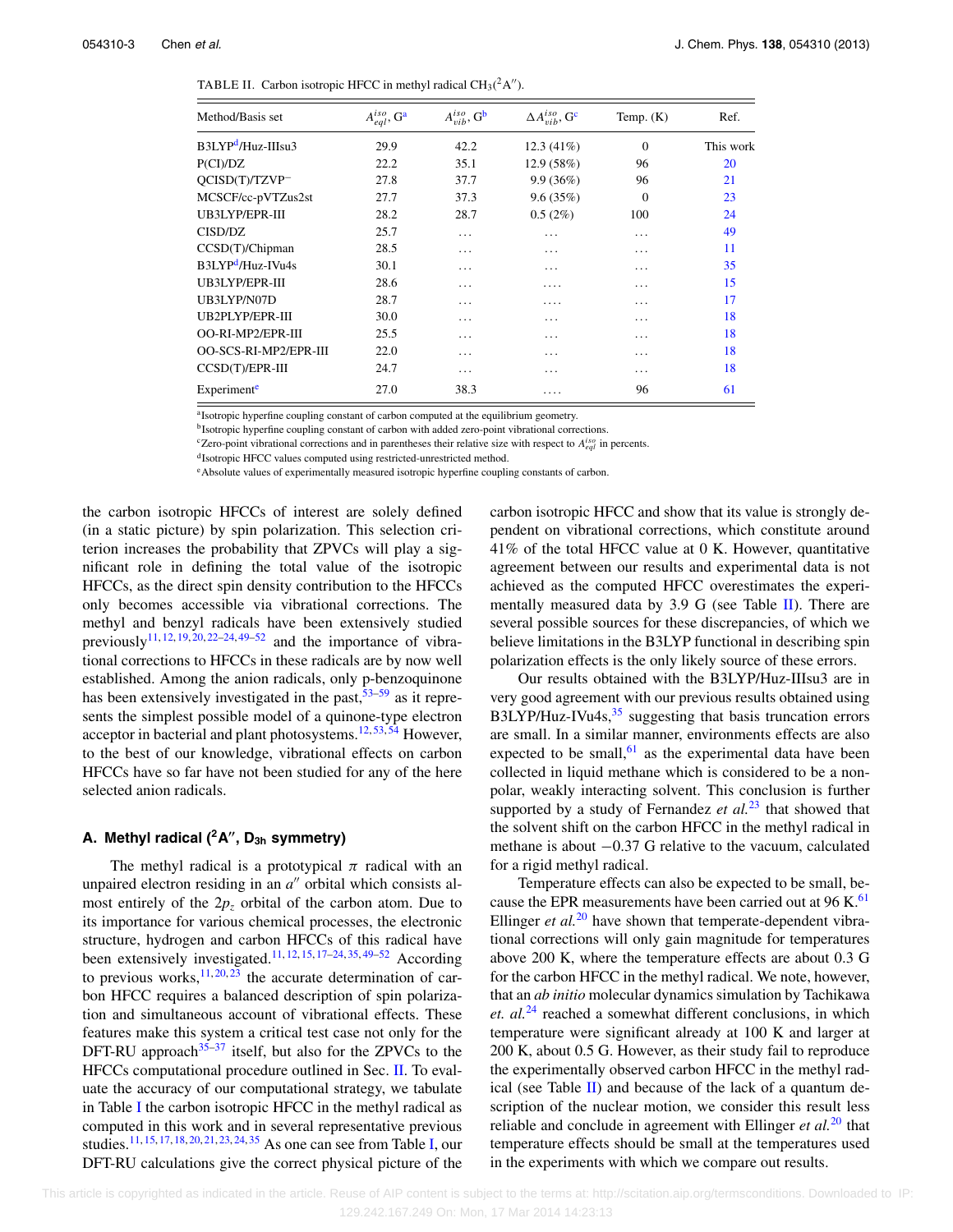TABLE II. Carbon isotropic HFCC in methyl radical $CH_3(^2A'')$.

| Method/Basis set | $A^{iso}_{eql}$, G[a] | $A^{iso}_{vib}$, G[b] | $\Delta A^{iso}_{vib}$, G[c] | Temp. (K) | Ref. |
|---|---|---|---|---|---|
| B3LYP[d]/Huz-IIIsu3 | 29.9 | 42.2 | 12.3 (41%) | 0 | This work |
| P(CI)/DZ | 22.2 | 35.1 | 12.9 (58%) | 96 | 20 |
| QCISD(T)/TZVP$^-$ | 27.8 | 37.7 | 9.9 (36%) | 96 | 21 |
| MCSCF/cc-pVTZus2st | 27.7 | 37.3 | 9.6 (35%) | 0 | 23 |
| UB3LYP/EPR-III | 28.2 | 28.7 | 0.5 (2%) | 100 | 24 |
| CISD/DZ | 25.7 | ... | ... | ... | 49 |
| CCSD(T)/Chipman | 28.5 | ... | ... | ... | 11 |
| B3LYP[d]/Huz-IVu4s | 30.1 | ... | ... | ... | 35 |
| UB3LYP/EPR-III | 28.6 | ... | .... | ... | 15 |
| UB3LYP/N07D | 28.7 | ... | .... | ... | 17 |
| UB2PLYP/EPR-III | 30.0 | ... | ... | ... | 18 |
| OO-RI-MP2/EPR-III | 25.5 | ... | ... | ... | 18 |
| OO-SCS-RI-MP2/EPR-III | 22.0 | ... | ... | ... | 18 |
| CCSD(T)/EPR-III | 24.7 | ... | ... | ... | 18 |
| Experiment[e] | 27.0 | 38.3 | .... | 96 | 61 |

[a]Isotropic hyperfine coupling constant of carbon computed at the equilibrium geometry.
[b]Isotropic hyperfine coupling constant of carbon with added zero-point vibrational corrections.
[c]Zero-point vibrational corrections and in parentheses their relative size with respect to $A^{iso}_{eql}$ in percents.
[d]Isotropic HFCC values computed using restricted-unrestricted method.
[e]Absolute values of experimentally measured isotropic hyperfine coupling constants of carbon.

the carbon isotropic HFCCs of interest are solely defined (in a static picture) by spin polarization. This selection criterion increases the probability that ZPVCs will play a significant role in defining the total value of the isotropic HFCCs, as the direct spin density contribution to the HFCCs only becomes accessible via vibrational corrections. The methyl and benzyl radicals have been extensively studied previously[11,12,19,20,22–24,49–52] and the importance of vibrational corrections to HFCCs in these radicals are by now well established. Among the anion radicals, only p-benzoquinone has been extensively investigated in the past,[53–59] as it represents the simplest possible model of a quinone-type electron acceptor in bacterial and plant photosystems.[12,53,54] However, to the best of our knowledge, vibrational effects on carbon HFCCs have so far have not been studied for any of the here selected anion radicals.

### A. Methyl radical ($^2A''$, $D_{3h}$ symmetry)

The methyl radical is a prototypical $\pi$ radical with an unpaired electron residing in an $a''$ orbital which consists almost entirely of the $2p_z$ orbital of the carbon atom. Due to its importance for various chemical processes, the electronic structure, hydrogen and carbon HFCCs of this radical have been extensively investigated.[11,12,15,17–24,35,49–52] According to previous works,[11,20,23] the accurate determination of carbon HFCC requires a balanced description of spin polarization and simultaneous account of vibrational effects. These features make this system a critical test case not only for the DFT-RU approach[35–37] itself, but also for the ZPVCs to the HFCCs computational procedure outlined in Sec. II. To evaluate the accuracy of our computational strategy, we tabulate in Table I the carbon isotropic HFCC in the methyl radical as computed in this work and in several representative previous studies.[11,15,17,18,20,21,23,24,35] As one can see from Table I, our DFT-RU calculations give the correct physical picture of the carbon isotropic HFCC and show that its value is strongly dependent on vibrational corrections, which constitute around 41% of the total HFCC value at 0 K. However, quantitative agreement between our results and experimental data is not achieved as the computed HFCC overestimates the experimentally measured data by 3.9 G (see Table II). There are several possible sources for these discrepancies, of which we believe limitations in the B3LYP functional in describing spin polarization effects is the only likely source of these errors.

Our results obtained with the B3LYP/Huz-IIIsu3 are in very good agreement with our previous results obtained using B3LYP/Huz-IVu4s,[35] suggesting that basis truncation errors are small. In a similar manner, environments effects are also expected to be small,[61] as the experimental data have been collected in liquid methane which is considered to be a nonpolar, weakly interacting solvent. This conclusion is further supported by a study of Fernandez *et al.*[23] that showed that the solvent shift on the carbon HFCC in the methyl radical in methane is about −0.37 G relative to the vacuum, calculated for a rigid methyl radical.

Temperature effects can also be expected to be small, because the EPR measurements have been carried out at 96 K.[61] Ellinger *et al.*[20] have shown that temperate-dependent vibrational corrections will only gain magnitude for temperatures above 200 K, where the temperature effects are about 0.3 G for the carbon HFCC in the methyl radical. We note, however, that an *ab initio* molecular dynamics simulation by Tachikawa *et. al.*[24] reached a somewhat different conclusions, in which temperature were significant already at 100 K and larger at 200 K, about 0.5 G. However, as their study fail to reproduce the experimentally observed carbon HFCC in the methyl radical (see Table II) and because of the lack of a quantum description of the nuclear motion, we consider this result less reliable and conclude in agreement with Ellinger *et al.*[20] that temperature effects should be small at the temperatures used in the experiments with which we compare out results.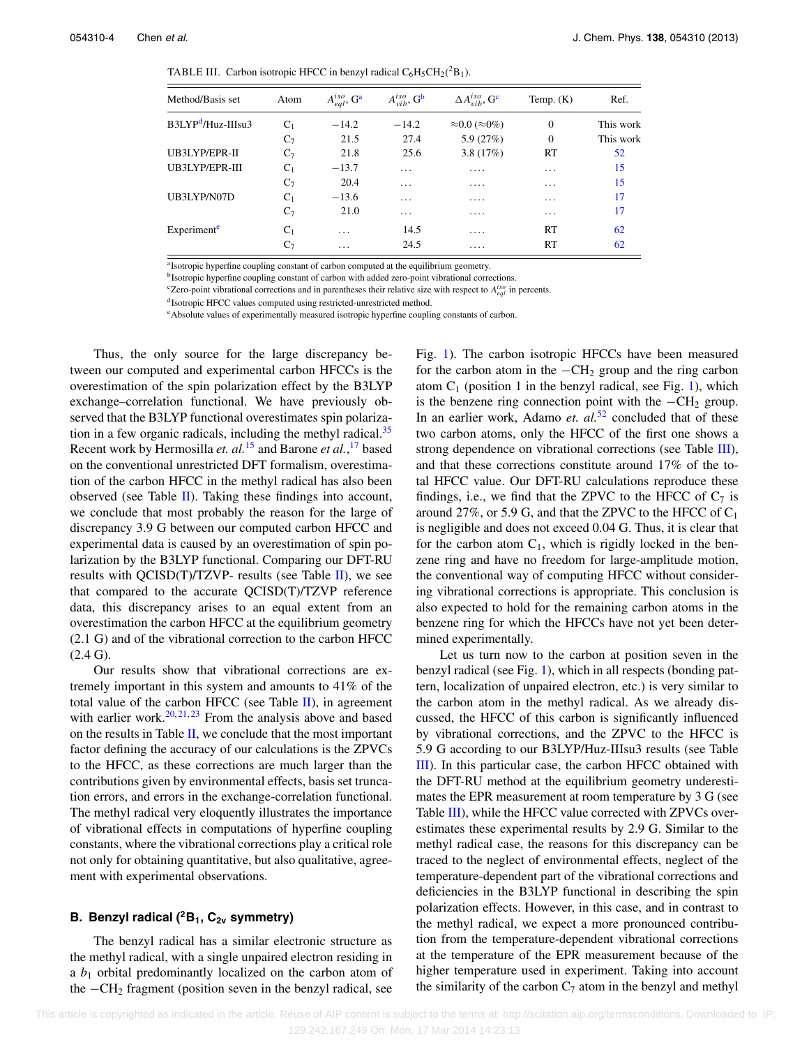TABLE III. Carbon isotropic HFCC in benzyl radical $C_6H_5CH_2(^2B_1)$.

| Method/Basis set | Atom | $A^{iso}_{eql}$, G[a] | $A^{iso}_{vib}$, G[b] | $\Delta A^{iso}_{vib}$, G[c] | Temp. (K) | Ref. |
|---|---|---|---|---|---|---|
| B3LYP[d]/Huz-IIIsu3 | $C_1$ | −14.2 | −14.2 | ≈0.0 (≈0%) | 0 | This work |
| | $C_7$ | 21.5 | 27.4 | 5.9 (27%) | 0 | This work |
| UB3LYP/EPR-II | $C_7$ | 21.8 | 25.6 | 3.8 (17%) | RT | 52 |
| UB3LYP/EPR-III | $C_1$ | −13.7 | … | …. | … | 15 |
| | $C_7$ | 20.4 | … | …. | … | 15 |
| UB3LYP/N07D | $C_1$ | −13.6 | … | …. | … | 17 |
| | $C_7$ | 21.0 | … | …. | … | 17 |
| Experiment[e] | $C_1$ | … | 14.5 | …. | RT | 62 |
| | $C_7$ | … | 24.5 | …. | RT | 62 |

[a]Isotropic hyperfine coupling constant of carbon computed at the equilibrium geometry.
[b]Isotropic hyperfine coupling constant of carbon with added zero-point vibrational corrections.
[c]Zero-point vibrational corrections and in parentheses their relative size with respect to $A^{iso}_{eql}$ in percents.
[d]Isotropic HFCC values computed using restricted-unrestricted method.
[e]Absolute values of experimentally measured isotropic hyperfine coupling constants of carbon.

Thus, the only source for the large discrepancy between our computed and experimental carbon HFCCs is the overestimation of the spin polarization effect by the B3LYP exchange–correlation functional. We have previously observed that the B3LYP functional overestimates spin polarization in a few organic radicals, including the methyl radical.[35] Recent work by Hermosilla *et. al.*[15] and Barone *et al.*,[17] based on the conventional unrestricted DFT formalism, overestimation of the carbon HFCC in the methyl radical has also been observed (see Table II). Taking these findings into account, we conclude that most probably the reason for the large of discrepancy 3.9 G between our computed carbon HFCC and experimental data is caused by an overestimation of spin polarization by the B3LYP functional. Comparing our DFT-RU results with QCISD(T)/TZVP- results (see Table II), we see that compared to the accurate QCISD(T)/TZVP reference data, this discrepancy arises to an equal extent from an overestimation the carbon HFCC at the equilibrium geometry (2.1 G) and of the vibrational correction to the carbon HFCC (2.4 G).

Our results show that vibrational corrections are extremely important in this system and amounts to 41% of the total value of the carbon HFCC (see Table II), in agreement with earlier work.[20,21,23] From the analysis above and based on the results in Table II, we conclude that the most important factor defining the accuracy of our calculations is the ZPVCs to the HFCC, as these corrections are much larger than the contributions given by environmental effects, basis set truncation errors, and errors in the exchange-correlation functional. The methyl radical very eloquently illustrates the importance of vibrational effects in computations of hyperfine coupling constants, where the vibrational corrections play a critical role not only for obtaining quantitative, but also qualitative, agreement with experimental observations.

### B. Benzyl radical ($^2B_1$, $C_{2v}$ symmetry)

The benzyl radical has a similar electronic structure as the methyl radical, with a single unpaired electron residing in a $b_1$ orbital predominantly localized on the carbon atom of the $-CH_2$ fragment (position seven in the benzyl radical, see Fig. 1). The carbon isotropic HFCCs have been measured for the carbon atom in the $-CH_2$ group and the ring carbon atom $C_1$ (position 1 in the benzyl radical, see Fig. 1), which is the benzene ring connection point with the $-CH_2$ group. In an earlier work, Adamo *et. al.*[52] concluded that of these two carbon atoms, only the HFCC of the first one shows a strong dependence on vibrational corrections (see Table III), and that these corrections constitute around 17% of the total HFCC value. Our DFT-RU calculations reproduce these findings, i.e., we find that the ZPVC to the HFCC of $C_7$ is around 27%, or 5.9 G, and that the ZPVC to the HFCC of $C_1$ is negligible and does not exceed 0.04 G. Thus, it is clear that for the carbon atom $C_1$, which is rigidly locked in the benzene ring and have no freedom for large-amplitude motion, the conventional way of computing HFCC without considering vibrational corrections is appropriate. This conclusion is also expected to hold for the remaining carbon atoms in the benzene ring for which the HFCCs have not yet been determined experimentally.

Let us turn now to the carbon at position seven in the benzyl radical (see Fig. 1), which in all respects (bonding pattern, localization of unpaired electron, etc.) is very similar to the carbon atom in the methyl radical. As we already discussed, the HFCC of this carbon is significantly influenced by vibrational corrections, and the ZPVC to the HFCC is 5.9 G according to our B3LYP/Huz-IIIsu3 results (see Table III). In this particular case, the carbon HFCC obtained with the DFT-RU method at the equilibrium geometry underestimates the EPR measurement at room temperature by 3 G (see Table III), while the HFCC value corrected with ZPVCs overestimates these experimental results by 2.9 G. Similar to the methyl radical case, the reasons for this discrepancy can be traced to the neglect of environmental effects, neglect of the temperature-dependent part of the vibrational corrections and deficiencies in the B3LYP functional in describing the spin polarization effects. However, in this case, and in contrast to the methyl radical, we expect a more pronounced contribution from the temperature-dependent vibrational corrections at the temperature of the EPR measurement because of the higher temperature used in experiment. Taking into account the similarity of the carbon $C_7$ atom in the benzyl and methyl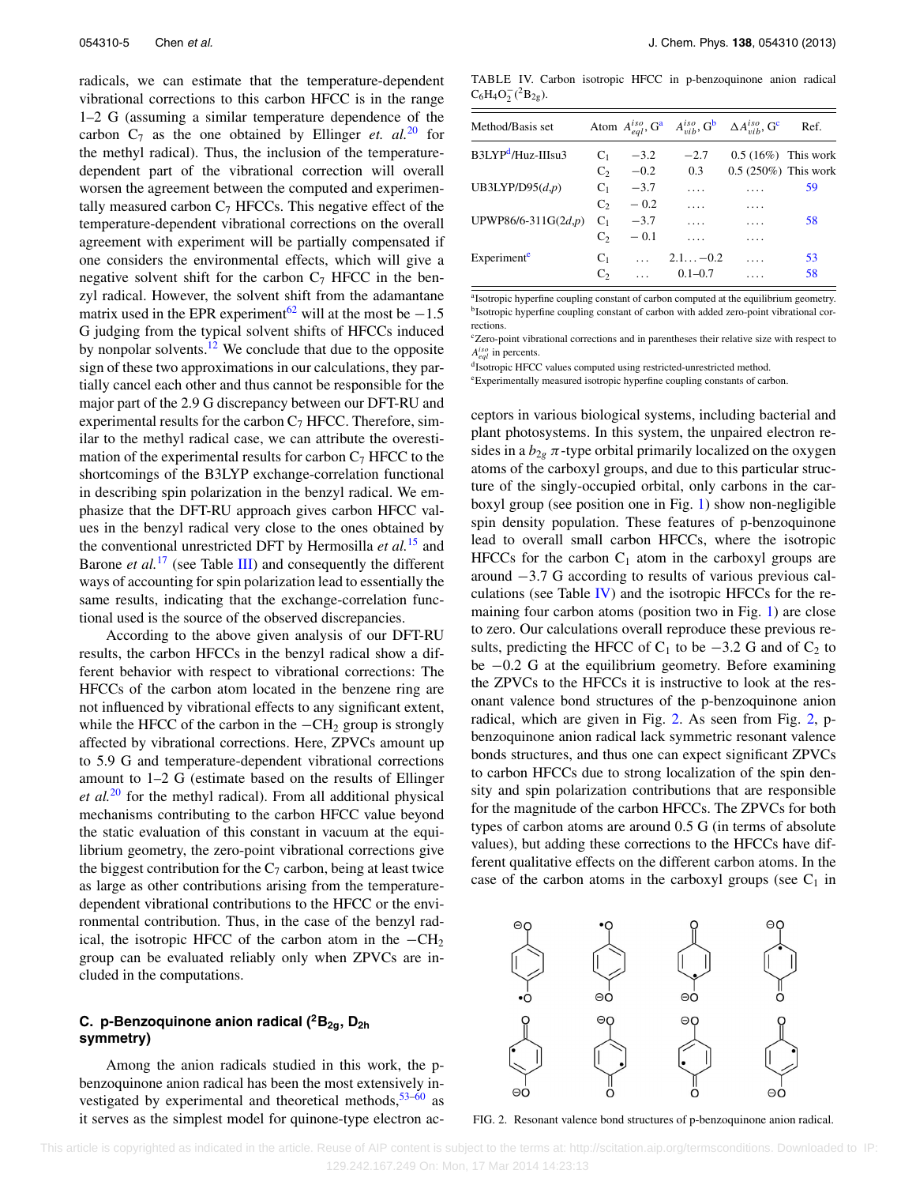radicals, we can estimate that the temperature-dependent vibrational corrections to this carbon HFCC is in the range 1–2 G (assuming a similar temperature dependence of the carbon $C_7$ as the one obtained by Ellinger *et. al.*[20] for the methyl radical). Thus, the inclusion of the temperature-dependent part of the vibrational correction will overall worsen the agreement between the computed and experimentally measured carbon $C_7$ HFCCs. This negative effect of the temperature-dependent vibrational corrections on the overall agreement with experiment will be partially compensated if one considers the environmental effects, which will give a negative solvent shift for the carbon $C_7$ HFCC in the benzyl radical. However, the solvent shift from the adamantane matrix used in the EPR experiment[62] will at the most be −1.5 G judging from the typical solvent shifts of HFCCs induced by nonpolar solvents.[12] We conclude that due to the opposite sign of these two approximations in our calculations, they partially cancel each other and thus cannot be responsible for the major part of the 2.9 G discrepancy between our DFT-RU and experimental results for the carbon $C_7$ HFCC. Therefore, similar to the methyl radical case, we can attribute the overestimation of the experimental results for carbon $C_7$ HFCC to the shortcomings of the B3LYP exchange-correlation functional in describing spin polarization in the benzyl radical. We emphasize that the DFT-RU approach gives carbon HFCC values in the benzyl radical very close to the ones obtained by the conventional unrestricted DFT by Hermosilla *et al.*[15] and Barone *et al.*[17] (see Table III) and consequently the different ways of accounting for spin polarization lead to essentially the same results, indicating that the exchange-correlation functional used is the source of the observed discrepancies.

According to the above given analysis of our DFT-RU results, the carbon HFCCs in the benzyl radical show a different behavior with respect to vibrational corrections: The HFCCs of the carbon atom located in the benzene ring are not influenced by vibrational effects to any significant extent, while the HFCC of the carbon in the $-CH_2$ group is strongly affected by vibrational corrections. Here, ZPVCs amount up to 5.9 G and temperature-dependent vibrational corrections amount to 1–2 G (estimate based on the results of Ellinger *et al.*[20] for the methyl radical). From all additional physical mechanisms contributing to the carbon HFCC value beyond the static evaluation of this constant in vacuum at the equilibrium geometry, the zero-point vibrational corrections give the biggest contribution for the $C_7$ carbon, being at least twice as large as other contributions arising from the temperature-dependent vibrational contributions to the HFCC or the environmental contribution. Thus, in the case of the benzyl radical, the isotropic HFCC of the carbon atom in the $-CH_2$ group can be evaluated reliably only when ZPVCs are included in the computations.

### C. p-Benzoquinone anion radical ($^2B_{2g}$, $D_{2h}$ symmetry)

Among the anion radicals studied in this work, the p-benzoquinone anion radical has been the most extensively investigated by experimental and theoretical methods,[53–60] as it serves as the simplest model for quinone-type electron acceptors in various biological systems, including bacterial and plant photosystems. In this system, the unpaired electron resides in a $b_{2g}$ $\pi$-type orbital primarily localized on the oxygen atoms of the carboxyl groups, and due to this particular structure of the singly-occupied orbital, only carbons in the carboxyl group (see position one in Fig. 1) show non-negligible spin density population. These features of p-benzoquinone lead to overall small carbon HFCCs, where the isotropic HFCCs for the carbon $C_1$ atom in the carboxyl groups are around −3.7 G according to results of various previous calculations (see Table IV) and the isotropic HFCCs for the remaining four carbon atoms (position two in Fig. 1) are close to zero. Our calculations overall reproduce these previous results, predicting the HFCC of $C_1$ to be −3.2 G and of $C_2$ to be −0.2 G at the equilibrium geometry. Before examining the ZPVCs to the HFCCs it is instructive to look at the resonant valence bond structures of the p-benzoquinone anion radical, which are given in Fig. 2. As seen from Fig. 2, p-benzoquinone anion radical lack symmetric resonant valence bonds structures, and thus one can expect significant ZPVCs to carbon HFCCs due to strong localization of the spin density and spin polarization contributions that are responsible for the magnitude of the carbon HFCCs. The ZPVCs for both types of carbon atoms are around 0.5 G (in terms of absolute values), but adding these corrections to the HFCCs have different qualitative effects on the different carbon atoms. In the case of the carbon atoms in the carboxyl groups (see $C_1$ in

TABLE IV. Carbon isotropic HFCC in p-benzoquinone anion radical $C_6H_4O_2^-$ ($^2B_{2g}$).

| Method/Basis set | Atom | $A^{iso}_{eql}$, G[a] | $A^{iso}_{vib}$, G[b] | $\Delta A^{iso}_{vib}$, G[c] | Ref. |
|---|---|---|---|---|---|
| B3LYP[d]/Huz-IIIsu3 | $C_1$ | −3.2 | −2.7 | 0.5 (16%) | This work |
| | $C_2$ | −0.2 | 0.3 | 0.5 (250%) | This work |
| UB3LYP/D95(*d*,*p*) | $C_1$ | −3.7 | .... | .... | 59 |
| | $C_2$ | − 0.2 | .... | .... | |
| UPWP86/6-311G(2*d*,*p*) | $C_1$ | −3.7 | .... | .... | 58 |
| | $C_2$ | − 0.1 | .... | .... | |
| Experiment[e] | $C_1$ | ... | 2.1...−0.2 | .... | 53 |
| | $C_2$ | ... | 0.1–0.7 | .... | 58 |

[a]Isotropic hyperfine coupling constant of carbon computed at the equilibrium geometry.
[b]Isotropic hyperfine coupling constant of carbon with added zero-point vibrational corrections.
[c]Zero-point vibrational corrections and in parentheses their relative size with respect to $A^{iso}_{eql}$ in percents.
[d]Isotropic HFCC values computed using restricted-unrestricted method.
[e]Experimentally measured isotropic hyperfine coupling constants of carbon.

FIG. 2. Resonant valence bond structures of p-benzoquinone anion radical.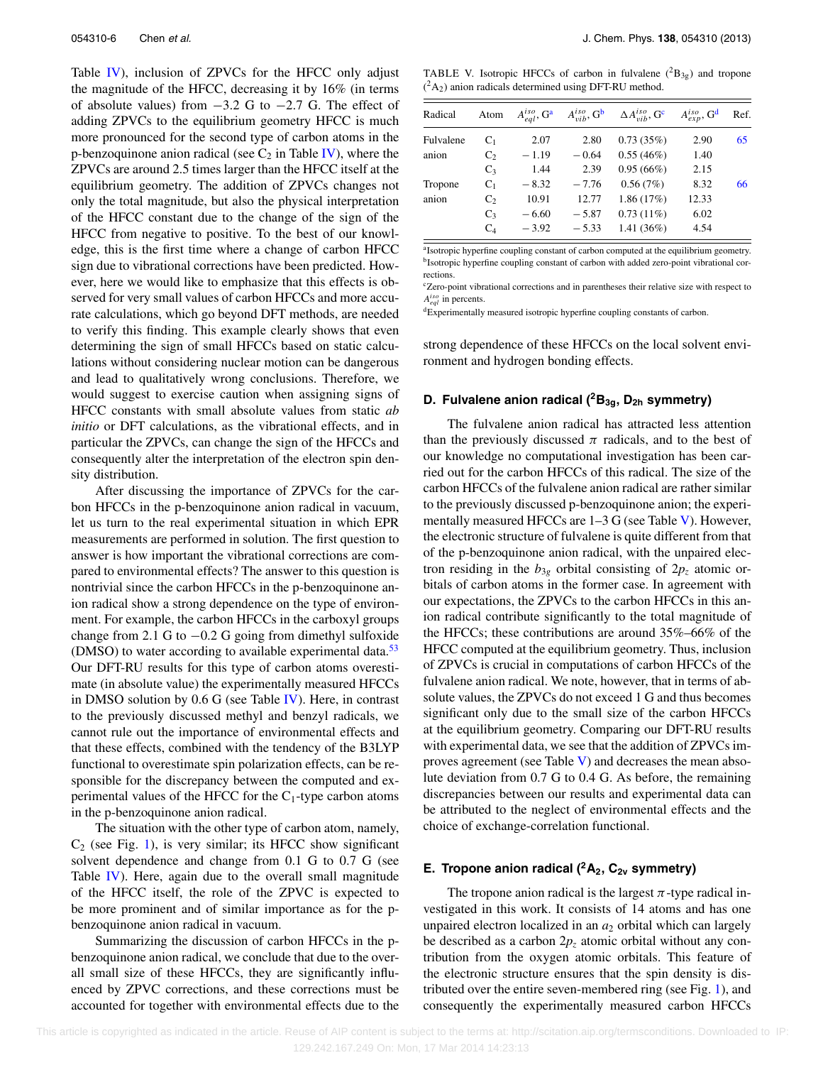Table IV), inclusion of ZPVCs for the HFCC only adjust the magnitude of the HFCC, decreasing it by 16% (in terms of absolute values) from −3.2 G to −2.7 G. The effect of adding ZPVCs to the equilibrium geometry HFCC is much more pronounced for the second type of carbon atoms in the p-benzoquinone anion radical (see $C_2$ in Table IV), where the ZPVCs are around 2.5 times larger than the HFCC itself at the equilibrium geometry. The addition of ZPVCs changes not only the total magnitude, but also the physical interpretation of the HFCC constant due to the change of the sign of the HFCC from negative to positive. To the best of our knowledge, this is the first time where a change of carbon HFCC sign due to vibrational corrections have been predicted. However, here we would like to emphasize that this effects is observed for very small values of carbon HFCCs and more accurate calculations, which go beyond DFT methods, are needed to verify this finding. This example clearly shows that even determining the sign of small HFCCs based on static calculations without considering nuclear motion can be dangerous and lead to qualitatively wrong conclusions. Therefore, we would suggest to exercise caution when assigning signs of HFCC constants with small absolute values from static *ab initio* or DFT calculations, as the vibrational effects, and in particular the ZPVCs, can change the sign of the HFCCs and consequently alter the interpretation of the electron spin density distribution.

After discussing the importance of ZPVCs for the carbon HFCCs in the p-benzoquinone anion radical in vacuum, let us turn to the real experimental situation in which EPR measurements are performed in solution. The first question to answer is how important the vibrational corrections are compared to environmental effects? The answer to this question is nontrivial since the carbon HFCCs in the p-benzoquinone anion radical show a strong dependence on the type of environment. For example, the carbon HFCCs in the carboxyl groups change from 2.1 G to −0.2 G going from dimethyl sulfoxide (DMSO) to water according to available experimental data.[53] Our DFT-RU results for this type of carbon atoms overestimate (in absolute value) the experimentally measured HFCCs in DMSO solution by 0.6 G (see Table IV). Here, in contrast to the previously discussed methyl and benzyl radicals, we cannot rule out the importance of environmental effects and that these effects, combined with the tendency of the B3LYP functional to overestimate spin polarization effects, can be responsible for the discrepancy between the computed and experimental values of the HFCC for the $C_1$-type carbon atoms in the p-benzoquinone anion radical.

The situation with the other type of carbon atom, namely, $C_2$ (see Fig. 1), is very similar; its HFCC show significant solvent dependence and change from 0.1 G to 0.7 G (see Table IV). Here, again due to the overall small magnitude of the HFCC itself, the role of the ZPVC is expected to be more prominent and of similar importance as for the p-benzoquinone anion radical in vacuum.

Summarizing the discussion of carbon HFCCs in the p-benzoquinone anion radical, we conclude that due to the overall small size of these HFCCs, they are significantly influenced by ZPVC corrections, and these corrections must be accounted for together with environmental effects due to the strong dependence of these HFCCs on the local solvent environment and hydrogen bonding effects.

TABLE V. Isotropic HFCCs of carbon in fulvalene ($^2B_{3g}$) and tropone ($^2A_2$) anion radicals determined using DFT-RU method.

| Radical | Atom | $A^{iso}_{eql}$, G[a] | $A^{iso}_{vib}$, G[b] | $\Delta A^{iso}_{vib}$, G[c] | $A^{iso}_{exp}$, G[d] | Ref. |
|---|---|---|---|---|---|---|
| Fulvalene anion | $C_1$ | 2.07 | 2.80 | 0.73 (35%) | 2.90 | 65 |
| | $C_2$ | −1.19 | −0.64 | 0.55 (46%) | 1.40 | |
| | $C_3$ | 1.44 | 2.39 | 0.95 (66%) | 2.15 | |
| Tropone anion | $C_1$ | −8.32 | −7.76 | 0.56 (7%) | 8.32 | 66 |
| | $C_2$ | 10.91 | 12.77 | 1.86 (17%) | 12.33 | |
| | $C_3$ | −6.60 | −5.87 | 0.73 (11%) | 6.02 | |
| | $C_4$ | −3.92 | −5.33 | 1.41 (36%) | 4.54 | |

[a]Isotropic hyperfine coupling constant of carbon computed at the equilibrium geometry.
[b]Isotropic hyperfine coupling constant of carbon with added zero-point vibrational corrections.
[c]Zero-point vibrational corrections and in parentheses their relative size with respect to $A^{iso}_{eql}$ in percents.
[d]Experimentally measured isotropic hyperfine coupling constants of carbon.

### D. Fulvalene anion radical ($^2B_{3g}$, $D_{2h}$ symmetry)

The fulvalene anion radical has attracted less attention than the previously discussed $\pi$ radicals, and to the best of our knowledge no computational investigation has been carried out for the carbon HFCCs of this radical. The size of the carbon HFCCs of the fulvalene anion radical are rather similar to the previously discussed p-benzoquinone anion; the experimentally measured HFCCs are 1–3 G (see Table V). However, the electronic structure of fulvalene is quite different from that of the p-benzoquinone anion radical, with the unpaired electron residing in the $b_{3g}$ orbital consisting of $2p_z$ atomic orbitals of carbon atoms in the former case. In agreement with our expectations, the ZPVCs to the carbon HFCCs in this anion radical contribute significantly to the total magnitude of the HFCCs; these contributions are around 35%–66% of the HFCC computed at the equilibrium geometry. Thus, inclusion of ZPVCs is crucial in computations of carbon HFCCs of the fulvalene anion radical. We note, however, that in terms of absolute values, the ZPVCs do not exceed 1 G and thus becomes significant only due to the small size of the carbon HFCCs at the equilibrium geometry. Comparing our DFT-RU results with experimental data, we see that the addition of ZPVCs improves agreement (see Table V) and decreases the mean absolute deviation from 0.7 G to 0.4 G. As before, the remaining discrepancies between our results and experimental data can be attributed to the neglect of environmental effects and the choice of exchange-correlation functional.

### E. Tropone anion radical ($^2A_2$, $C_{2v}$ symmetry)

The tropone anion radical is the largest $\pi$-type radical investigated in this work. It consists of 14 atoms and has one unpaired electron localized in an $a_2$ orbital which can largely be described as a carbon $2p_z$ atomic orbital without any contribution from the oxygen atomic orbitals. This feature of the electronic structure ensures that the spin density is distributed over the entire seven-membered ring (see Fig. 1), and consequently the experimentally measured carbon HFCCs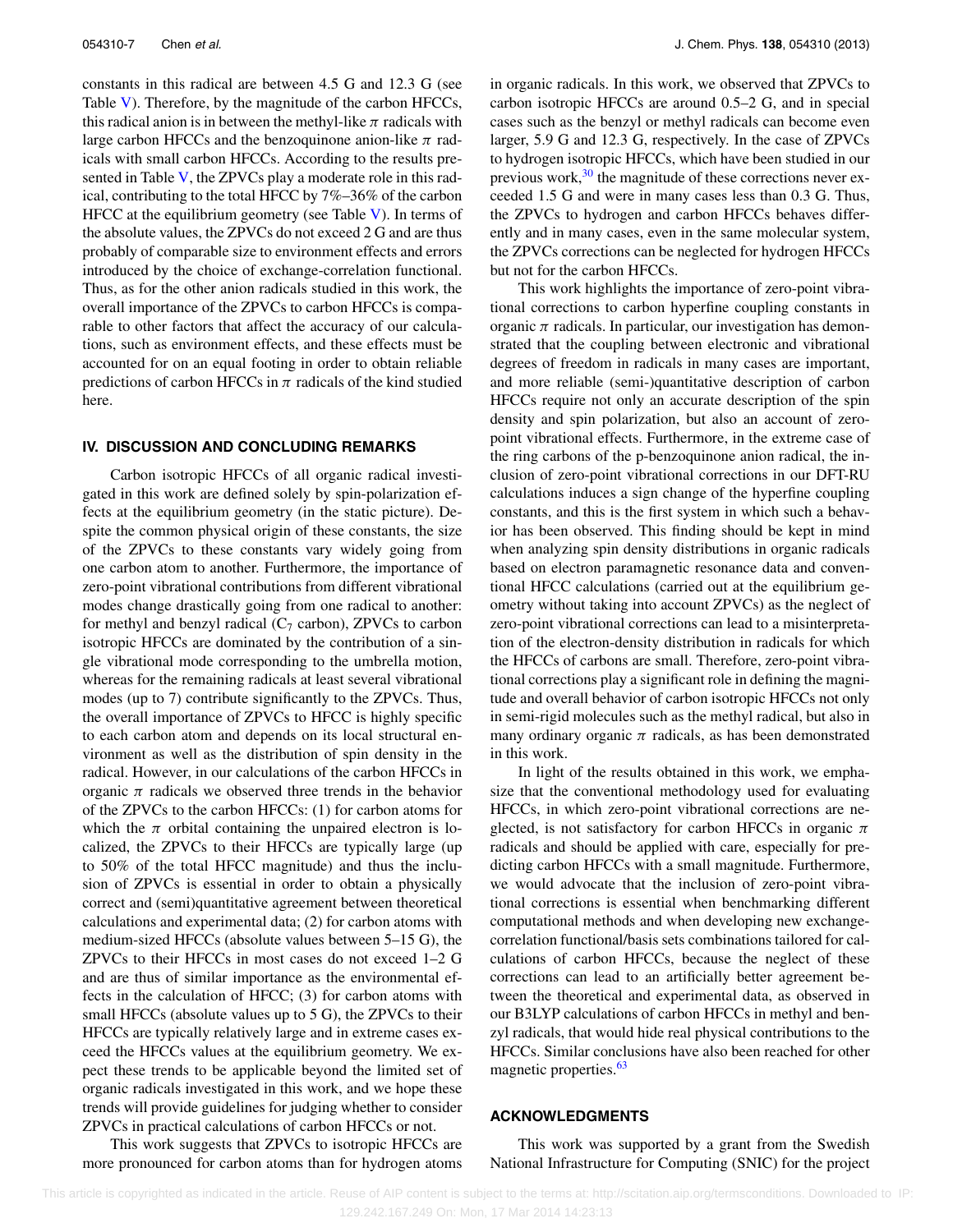constants in this radical are between 4.5 G and 12.3 G (see Table V). Therefore, by the magnitude of the carbon HFCCs, this radical anion is in between the methyl-like $\pi$ radicals with large carbon HFCCs and the benzoquinone anion-like $\pi$ radicals with small carbon HFCCs. According to the results presented in Table V, the ZPVCs play a moderate role in this radical, contributing to the total HFCC by 7%–36% of the carbon HFCC at the equilibrium geometry (see Table V). In terms of the absolute values, the ZPVCs do not exceed 2 G and are thus probably of comparable size to environment effects and errors introduced by the choice of exchange-correlation functional. Thus, as for the other anion radicals studied in this work, the overall importance of the ZPVCs to carbon HFCCs is comparable to other factors that affect the accuracy of our calculations, such as environment effects, and these effects must be accounted for on an equal footing in order to obtain reliable predictions of carbon HFCCs in $\pi$ radicals of the kind studied here.

## IV. DISCUSSION AND CONCLUDING REMARKS

Carbon isotropic HFCCs of all organic radical investigated in this work are defined solely by spin-polarization effects at the equilibrium geometry (in the static picture). Despite the common physical origin of these constants, the size of the ZPVCs to these constants vary widely going from one carbon atom to another. Furthermore, the importance of zero-point vibrational contributions from different vibrational modes change drastically going from one radical to another: for methyl and benzyl radical ($C_7$ carbon), ZPVCs to carbon isotropic HFCCs are dominated by the contribution of a single vibrational mode corresponding to the umbrella motion, whereas for the remaining radicals at least several vibrational modes (up to 7) contribute significantly to the ZPVCs. Thus, the overall importance of ZPVCs to HFCC is highly specific to each carbon atom and depends on its local structural environment as well as the distribution of spin density in the radical. However, in our calculations of the carbon HFCCs in organic $\pi$ radicals we observed three trends in the behavior of the ZPVCs to the carbon HFCCs: (1) for carbon atoms for which the $\pi$ orbital containing the unpaired electron is localized, the ZPVCs to their HFCCs are typically large (up to 50% of the total HFCC magnitude) and thus the inclusion of ZPVCs is essential in order to obtain a physically correct and (semi)quantitative agreement between theoretical calculations and experimental data; (2) for carbon atoms with medium-sized HFCCs (absolute values between 5–15 G), the ZPVCs to their HFCCs in most cases do not exceed 1–2 G and are thus of similar importance as the environmental effects in the calculation of HFCC; (3) for carbon atoms with small HFCCs (absolute values up to 5 G), the ZPVCs to their HFCCs are typically relatively large and in extreme cases exceed the HFCCs values at the equilibrium geometry. We expect these trends to be applicable beyond the limited set of organic radicals investigated in this work, and we hope these trends will provide guidelines for judging whether to consider ZPVCs in practical calculations of carbon HFCCs or not.

This work suggests that ZPVCs to isotropic HFCCs are more pronounced for carbon atoms than for hydrogen atoms in organic radicals. In this work, we observed that ZPVCs to carbon isotropic HFCCs are around 0.5–2 G, and in special cases such as the benzyl or methyl radicals can become even larger, 5.9 G and 12.3 G, respectively. In the case of ZPVCs to hydrogen isotropic HFCCs, which have been studied in our previous work,[30] the magnitude of these corrections never exceeded 1.5 G and were in many cases less than 0.3 G. Thus, the ZPVCs to hydrogen and carbon HFCCs behaves differently and in many cases, even in the same molecular system, the ZPVCs corrections can be neglected for hydrogen HFCCs but not for the carbon HFCCs.

This work highlights the importance of zero-point vibrational corrections to carbon hyperfine coupling constants in organic $\pi$ radicals. In particular, our investigation has demonstrated that the coupling between electronic and vibrational degrees of freedom in radicals in many cases are important, and more reliable (semi-)quantitative description of carbon HFCCs require not only an accurate description of the spin density and spin polarization, but also an account of zero-point vibrational effects. Furthermore, in the extreme case of the ring carbons of the p-benzoquinone anion radical, the inclusion of zero-point vibrational corrections in our DFT-RU calculations induces a sign change of the hyperfine coupling constants, and this is the first system in which such a behavior has been observed. This finding should be kept in mind when analyzing spin density distributions in organic radicals based on electron paramagnetic resonance data and conventional HFCC calculations (carried out at the equilibrium geometry without taking into account ZPVCs) as the neglect of zero-point vibrational corrections can lead to a misinterpretation of the electron-density distribution in radicals for which the HFCCs of carbons are small. Therefore, zero-point vibrational corrections play a significant role in defining the magnitude and overall behavior of carbon isotropic HFCCs not only in semi-rigid molecules such as the methyl radical, but also in many ordinary organic $\pi$ radicals, as has been demonstrated in this work.

In light of the results obtained in this work, we emphasize that the conventional methodology used for evaluating HFCCs, in which zero-point vibrational corrections are neglected, is not satisfactory for carbon HFCCs in organic $\pi$ radicals and should be applied with care, especially for predicting carbon HFCCs with a small magnitude. Furthermore, we would advocate that the inclusion of zero-point vibrational corrections is essential when benchmarking different computational methods and when developing new exchange-correlation functional/basis sets combinations tailored for calculations of carbon HFCCs, because the neglect of these corrections can lead to an artificially better agreement between the theoretical and experimental data, as observed in our B3LYP calculations of carbon HFCCs in methyl and benzyl radicals, that would hide real physical contributions to the HFCCs. Similar conclusions have also been reached for other magnetic properties.[63]

## ACKNOWLEDGMENTS

This work was supported by a grant from the Swedish National Infrastructure for Computing (SNIC) for the project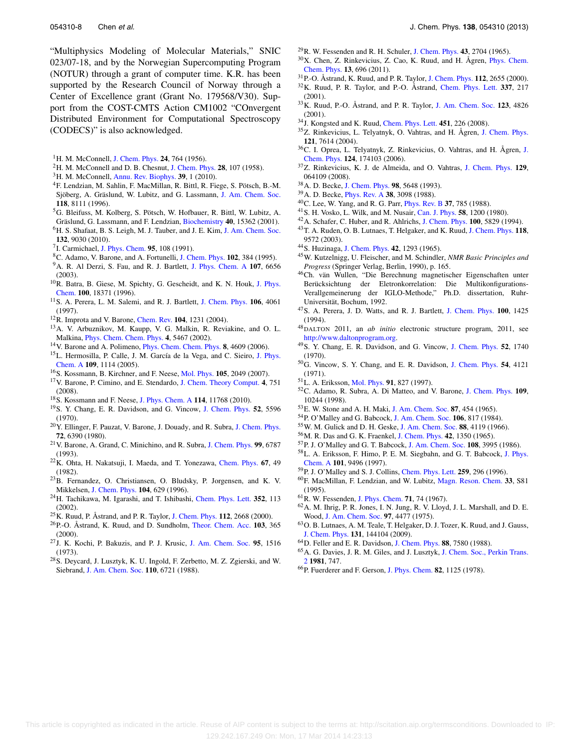"Multiphysics Modeling of Molecular Materials," SNIC 023/07-18, and by the Norwegian Supercomputing Program (NOTUR) through a grant of computer time. K.R. has been supported by the Research Council of Norway through a Center of Excellence grant (Grant No. 179568/V30). Support from the COST-CMTS Action CM1002 "COnvergent Distributed Environment for Computational Spectroscopy (CODECS)" is also acknowledged.

[1] H. M. McConnell, J. Chem. Phys. **24**, 764 (1956).
[2] H. M. McConnell and D. B. Chesnut, J. Chem. Phys. **28**, 107 (1958).
[3] H. M. McConnell, Annu. Rev. Biophys. **39**, 1 (2010).
[4] F. Lendzian, M. Sahlin, F. MacMillan, R. Bittl, R. Fiege, S. Pötsch, B.-M. Sjöberg, A. Gräslund, W. Lubitz, and G. Lassmann, J. Am. Chem. Soc. **118**, 8111 (1996).
[5] G. Bleifuss, M. Kolberg, S. Pötsch, W. Hofbauer, R. Bittl, W. Lubitz, A. Gräslund, G. Lassmann, and F. Lendzian, Biochemistry **40**, 15362 (2001).
[6] H. S. Shafaat, B. S. Leigh, M. J. Tauber, and J. E. Kim, J. Am. Chem. Soc. **132**, 9030 (2010).
[7] I. Carmichael, J. Phys. Chem. **95**, 108 (1991).
[8] C. Adamo, V. Barone, and A. Fortunelli, J. Chem. Phys. **102**, 384 (1995).
[9] A. R. Al Derzi, S. Fau, and R. J. Bartlett, J. Phys. Chem. A **107**, 6656 (2003).
[10] R. Batra, B. Giese, M. Spichty, G. Gescheidt, and K. N. Houk, J. Phys. Chem. **100**, 18371 (1996).
[11] S. A. Perera, L. M. Salemi, and R. J. Bartlett, J. Chem. Phys. **106**, 4061 (1997).
[12] R. Improta and V. Barone, Chem. Rev. **104**, 1231 (2004).
[13] A. V. Arbuznikov, M. Kaupp, V. G. Malkin, R. Reviakine, and O. L. Malkina, Phys. Chem. Chem. Phys. **4**, 5467 (2002).
[14] V. Barone and A. Polimeno, Phys. Chem. Chem. Phys. **8**, 4609 (2006).
[15] L. Hermosilla, P. Calle, J. M. García de la Vega, and C. Sieiro, J. Phys. Chem. A **109**, 1114 (2005).
[16] S. Kossmann, B. Kirchner, and F. Neese, Mol. Phys. **105**, 2049 (2007).
[17] V. Barone, P. Cimino, and E. Stendardo, J. Chem. Theory Comput. **4**, 751 (2008).
[18] S. Kossmann and F. Neese, J. Phys. Chem. A **114**, 11768 (2010).
[19] S. Y. Chang, E. R. Davidson, and G. Vincow, J. Chem. Phys. **52**, 5596 (1970).
[20] Y. Ellinger, F. Pauzat, V. Barone, J. Douady, and R. Subra, J. Chem. Phys. **72**, 6390 (1980).
[21] V. Barone, A. Grand, C. Minichino, and R. Subra, J. Chem. Phys. **99**, 6787 (1993).
[22] K. Ohta, H. Nakatsuji, I. Maeda, and T. Yonezawa, Chem. Phys. **67**, 49 (1982).
[23] B. Fernandez, O. Christiansen, O. Bludsky, P. Jorgensen, and K. V. Mikkelsen, J. Chem. Phys. **104**, 629 (1996).
[24] H. Tachikawa, M. Igarashi, and T. Ishibashi, Chem. Phys. Lett. **352**, 113 (2002).
[25] K. Ruud, P. Åstrand, and P. R. Taylor, J. Chem. Phys. **112**, 2668 (2000).
[26] P.-O. Åstrand, K. Ruud, and D. Sundholm, Theor. Chem. Acc. **103**, 365 (2000).
[27] J. K. Kochi, P. Bakuzis, and P. J. Krusic, J. Am. Chem. Soc. **95**, 1516 (1973).
[28] S. Deycard, J. Lusztyk, K. U. Ingold, F. Zerbetto, M. Z. Zgierski, and W. Siebrand, J. Am. Chem. Soc. **110**, 6721 (1988).
[29] R. W. Fessenden and R. H. Schuler, J. Chem. Phys. **43**, 2704 (1965).
[30] X. Chen, Z. Rinkevicius, Z. Cao, K. Ruud, and H. Ågren, Phys. Chem. Chem. Phys. **13**, 696 (2011).
[31] P.-O. Åstrand, K. Ruud, and P. R. Taylor, J. Chem. Phys. **112**, 2655 (2000).
[32] K. Ruud, P. R. Taylor, and P.-O. Åstrand, Chem. Phys. Lett. **337**, 217 (2001).
[33] K. Ruud, P.-O. Åstrand, and P. R. Taylor, J. Am. Chem. Soc. **123**, 4826 (2001).
[34] J. Kongsted and K. Ruud, Chem. Phys. Lett. **451**, 226 (2008).
[35] Z. Rinkevicius, L. Telyatnyk, O. Vahtras, and H. Ågren, J. Chem. Phys. **121**, 7614 (2004).
[36] C. I. Oprea, L. Telyatnyk, Z. Rinkevicius, O. Vahtras, and H. Ågren, J. Chem. Phys. **124**, 174103 (2006).
[37] Z. Rinkevicius, K. J. de Almeida, and O. Vahtras, J. Chem. Phys. **129**, 064109 (2008).
[38] A. D. Becke, J. Chem. Phys. **98**, 5648 (1993).
[39] A. D. Becke, Phys. Rev. A **38**, 3098 (1988).
[40] C. Lee, W. Yang, and R. G. Parr, Phys. Rev. B **37**, 785 (1988).
[41] S. H. Vosko, L. Wilk, and M. Nusair, Can. J. Phys. **58**, 1200 (1980).
[42] A. Schafer, C. Huber, and R. Ahlrichs, J. Chem. Phys. **100**, 5829 (1994).
[43] T. A. Ruden, O. B. Lutnaes, T. Helgaker, and K. Ruud, J. Chem. Phys. **118**, 9572 (2003).
[44] S. Huzinaga, J. Chem. Phys. **42**, 1293 (1965).
[45] W. Kutzelnigg, U. Fleischer, and M. Schindler, *NMR Basic Principles and Progress* (Springer Verlag, Berlin, 1990), p. 165.
[46] Ch. vän Wullen, "Die Berechnung magnetischer Eigenschaften unter Berücksichtung der Eletronkorrelation: Die Multikonfigurations-Verallgemeinerung der IGLO-Methode," Ph.D. dissertation, Ruhr-Universität, Bochum, 1992.
[47] S. A. Perera, J. D. Watts, and R. J. Bartlett, J. Chem. Phys. **100**, 1425 (1994).
[48] DALTON 2011, an *ab initio* electronic structure program, 2011, see http://www.daltonprogram.org.
[49] S. Y. Chang, E. R. Davidson, and G. Vincow, J. Chem. Phys. **52**, 1740 (1970).
[50] G. Vincow, S. Y. Chang, and E. R. Davidson, J. Chem. Phys. **54**, 4121 (1971).
[51] L. A. Eriksson, Mol. Phys. **91**, 827 (1997).
[52] C. Adamo, R. Subra, A. Di Matteo, and V. Barone, J. Chem. Phys. **109**, 10244 (1998).
[53] E. W. Stone and A. H. Maki, J. Am. Chem. Soc. **87**, 454 (1965).
[54] P. O'Malley and G. Babcock, J. Am. Chem. Soc. **106**, 817 (1984).
[55] W. M. Gulick and D. H. Geske, J. Am. Chem. Soc. **88**, 4119 (1966).
[56] M. R. Das and G. K. Fraenkel, J. Chem. Phys. **42**, 1350 (1965).
[57] P. J. O'Malley and G. T. Babcock, J. Am. Chem. Soc. **108**, 3995 (1986).
[58] L. A. Eriksson, F. Himo, P. E. M. Siegbahn, and G. T. Babcock, J. Phys. Chem. A **101**, 9496 (1997).
[59] P. J. O'Malley and S. J. Collins, Chem. Phys. Lett. **259**, 296 (1996).
[60] F. MacMillan, F. Lendzian, and W. Lubitz, Magn. Reson. Chem. **33**, S81 (1995).
[61] R. W. Fessenden, J. Phys. Chem. **71**, 74 (1967).
[62] A. M. Ihrig, P. R. Jones, I. N. Jung, R. V. Lloyd, J. L. Marshall, and D. E. Wood, J. Am. Chem. Soc. **97**, 4477 (1975).
[63] O. B. Lutnaes, A. M. Teale, T. Helgaker, D. J. Tozer, K. Ruud, and J. Gauss, J. Chem. Phys. **131**, 144104 (2009).
[64] D. Feller and E. R. Davidson, J. Chem. Phys. **88**, 7580 (1988).
[65] A. G. Davies, J. R. M. Giles, and J. Lusztyk, J. Chem. Soc., Perkin Trans. 2 **1981**, 747.
[66] P. Fuerderer and F. Gerson, J. Phys. Chem. **82**, 1125 (1978).